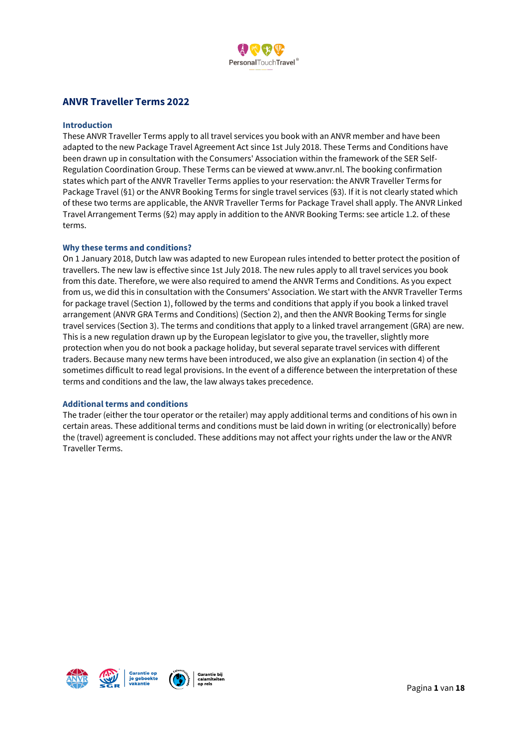# ANVR Traveller Terms 2022

## Introduction

These ANVR Traveller Terms apply to all travel services you book with an ANVR member and have been adapted to the new Package Travel Agreement Act since 1st July 2018. These Terms and Conditions have been drawn up in consultation with the Consumers' Association within the framework of the SER Self-Regulation Coordination Group. These Terms can be viewed at www.anvr.nl. The booking confirmation states which part of the ANVR Traveller Terms applies to your reservation: the ANVR Traveller Terms for Package Travel (§1) or the ANVR Booking Terms for single travel services (§3). If it is not clearly stated which of these two terms are applicable, the ANVR Traveller Terms for Package Travel shall apply. The ANVR Linked Travel Arrangement Terms (§2) may apply in addition to the ANVR Booking Terms: see article 1.2. of these terms.

## Why these terms and conditions?

On 1 January 2018, Dutch law was adapted to new European rules intended to better protect the position of travellers. The new law is effective since 1st July 2018. The new rules apply to all travel services you book from this date. Therefore, we were also required to amend the ANVR Terms and Conditions. As you expect from us, we did this in consultation with the Consumers' Association. We start with the ANVR Traveller Terms for package travel (Section 1), followed by the terms and conditions that apply if you book a linked travel arrangement (ANVR GRA Terms and Conditions) (Section 2), and then the ANVR Booking Terms for single travel services (Section 3). The terms and conditions that apply to a linked travel arrangement (GRA) are new. This is a new regulation drawn up by the European legislator to give you, the traveller, slightly more protection when you do not book a package holiday, but several separate travel services with different traders. Because many new terms have been introduced, we also give an explanation (in section 4) of the sometimes difficult to read legal provisions. In the event of a difference between the interpretation of these terms and conditions and the law, the law always takes precedence.

## Additional terms and conditions

The trader (either the tour operator or the retailer) may apply additional terms and conditions of his own in certain areas. These additional terms and conditions must be laid down in writing (or electronically) before the (travel) agreement is concluded. These additions may not affect your rights under the law or the ANVR Traveller Terms.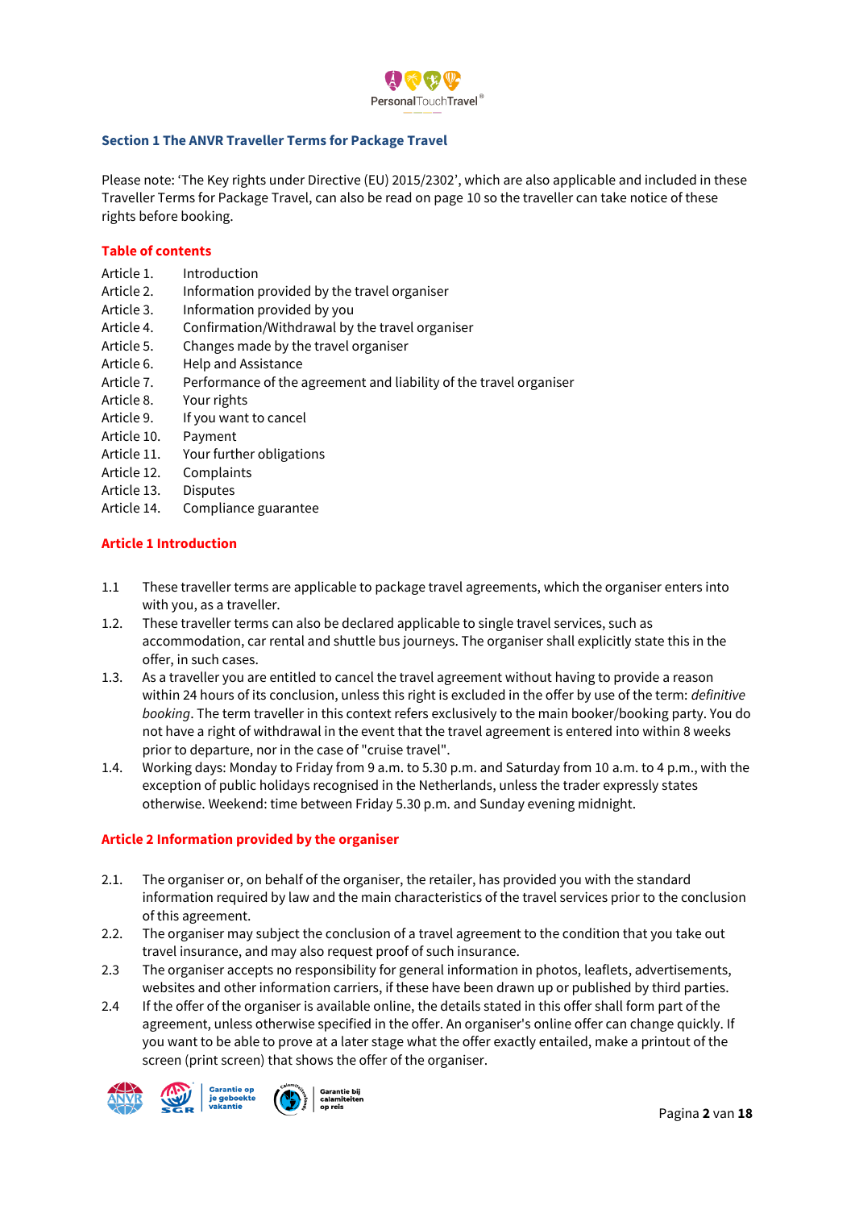## Section 1 The ANVR Traveller Terms for Package Travel

Please note: 'The Key rights under Directive (EU) 2015/2302', which are also applicable and included in these Traveller Terms for Package Travel, can also be read on page 10 so the traveller can take notice of these rights before booking.

### Table of contents

Article 1. Introduction
Article 2. Information provided by the travel organiser
Article 3. Information provided by you
Article 4. Confirmation/Withdrawal by the travel organiser
Article 5. Changes made by the travel organiser
Article 6. Help and Assistance
Article 7. Performance of the agreement and liability of the travel organiser
Article 8. Your rights
Article 9. If you want to cancel
Article 10. Payment
Article 11. Your further obligations
Article 12. Complaints
Article 13. Disputes
Article 14. Compliance guarantee

### Article 1 Introduction

1.1 These traveller terms are applicable to package travel agreements, which the organiser enters into with you, as a traveller.

1.2. These traveller terms can also be declared applicable to single travel services, such as accommodation, car rental and shuttle bus journeys. The organiser shall explicitly state this in the offer, in such cases.

1.3. As a traveller you are entitled to cancel the travel agreement without having to provide a reason within 24 hours of its conclusion, unless this right is excluded in the offer by use of the term: *definitive booking*. The term traveller in this context refers exclusively to the main booker/booking party. You do not have a right of withdrawal in the event that the travel agreement is entered into within 8 weeks prior to departure, nor in the case of "cruise travel".

1.4. Working days: Monday to Friday from 9 a.m. to 5.30 p.m. and Saturday from 10 a.m. to 4 p.m., with the exception of public holidays recognised in the Netherlands, unless the trader expressly states otherwise. Weekend: time between Friday 5.30 p.m. and Sunday evening midnight.

### Article 2 Information provided by the organiser

2.1. The organiser or, on behalf of the organiser, the retailer, has provided you with the standard information required by law and the main characteristics of the travel services prior to the conclusion of this agreement.

2.2. The organiser may subject the conclusion of a travel agreement to the condition that you take out travel insurance, and may also request proof of such insurance.

2.3 The organiser accepts no responsibility for general information in photos, leaflets, advertisements, websites and other information carriers, if these have been drawn up or published by third parties.

2.4 If the offer of the organiser is available online, the details stated in this offer shall form part of the agreement, unless otherwise specified in the offer. An organiser's online offer can change quickly. If you want to be able to prove at a later stage what the offer exactly entailed, make a printout of the screen (print screen) that shows the offer of the organiser.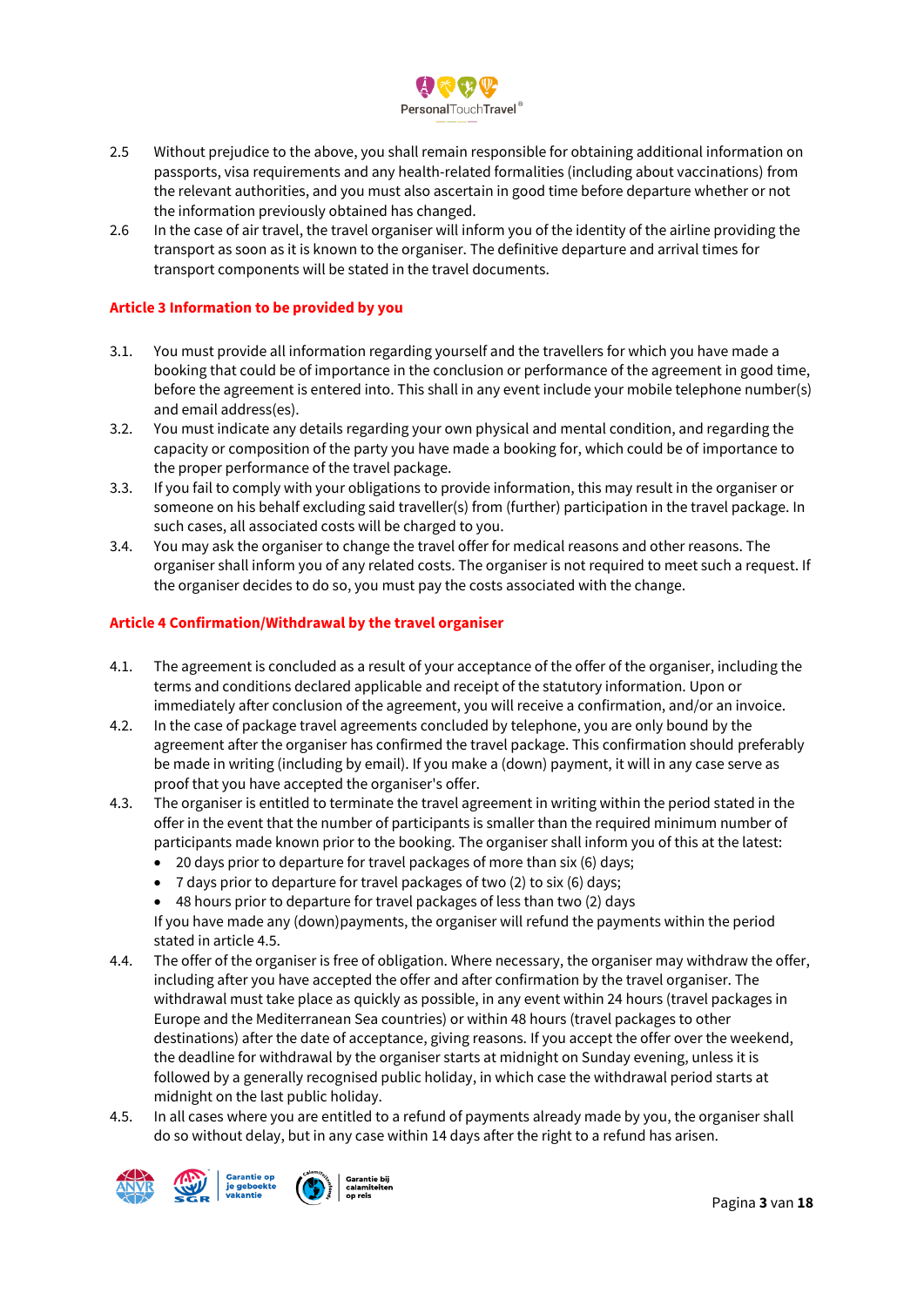2.5 Without prejudice to the above, you shall remain responsible for obtaining additional information on passports, visa requirements and any health-related formalities (including about vaccinations) from the relevant authorities, and you must also ascertain in good time before departure whether or not the information previously obtained has changed.

2.6 In the case of air travel, the travel organiser will inform you of the identity of the airline providing the transport as soon as it is known to the organiser. The definitive departure and arrival times for transport components will be stated in the travel documents.

## Article 3 Information to be provided by you

3.1. You must provide all information regarding yourself and the travellers for which you have made a booking that could be of importance in the conclusion or performance of the agreement in good time, before the agreement is entered into. This shall in any event include your mobile telephone number(s) and email address(es).

3.2. You must indicate any details regarding your own physical and mental condition, and regarding the capacity or composition of the party you have made a booking for, which could be of importance to the proper performance of the travel package.

3.3. If you fail to comply with your obligations to provide information, this may result in the organiser or someone on his behalf excluding said traveller(s) from (further) participation in the travel package. In such cases, all associated costs will be charged to you.

3.4. You may ask the organiser to change the travel offer for medical reasons and other reasons. The organiser shall inform you of any related costs. The organiser is not required to meet such a request. If the organiser decides to do so, you must pay the costs associated with the change.

## Article 4 Confirmation/Withdrawal by the travel organiser

4.1. The agreement is concluded as a result of your acceptance of the offer of the organiser, including the terms and conditions declared applicable and receipt of the statutory information. Upon or immediately after conclusion of the agreement, you will receive a confirmation, and/or an invoice.

4.2. In the case of package travel agreements concluded by telephone, you are only bound by the agreement after the organiser has confirmed the travel package. This confirmation should preferably be made in writing (including by email). If you make a (down) payment, it will in any case serve as proof that you have accepted the organiser's offer.

4.3. The organiser is entitled to terminate the travel agreement in writing within the period stated in the offer in the event that the number of participants is smaller than the required minimum number of participants made known prior to the booking. The organiser shall inform you of this at the latest:
- 20 days prior to departure for travel packages of more than six (6) days;
- 7 days prior to departure for travel packages of two (2) to six (6) days;
- 48 hours prior to departure for travel packages of less than two (2) days

If you have made any (down)payments, the organiser will refund the payments within the period stated in article 4.5.

4.4. The offer of the organiser is free of obligation. Where necessary, the organiser may withdraw the offer, including after you have accepted the offer and after confirmation by the travel organiser. The withdrawal must take place as quickly as possible, in any event within 24 hours (travel packages in Europe and the Mediterranean Sea countries) or within 48 hours (travel packages to other destinations) after the date of acceptance, giving reasons. If you accept the offer over the weekend, the deadline for withdrawal by the organiser starts at midnight on Sunday evening, unless it is followed by a generally recognised public holiday, in which case the withdrawal period starts at midnight on the last public holiday.

4.5. In all cases where you are entitled to a refund of payments already made by you, the organiser shall do so without delay, but in any case within 14 days after the right to a refund has arisen.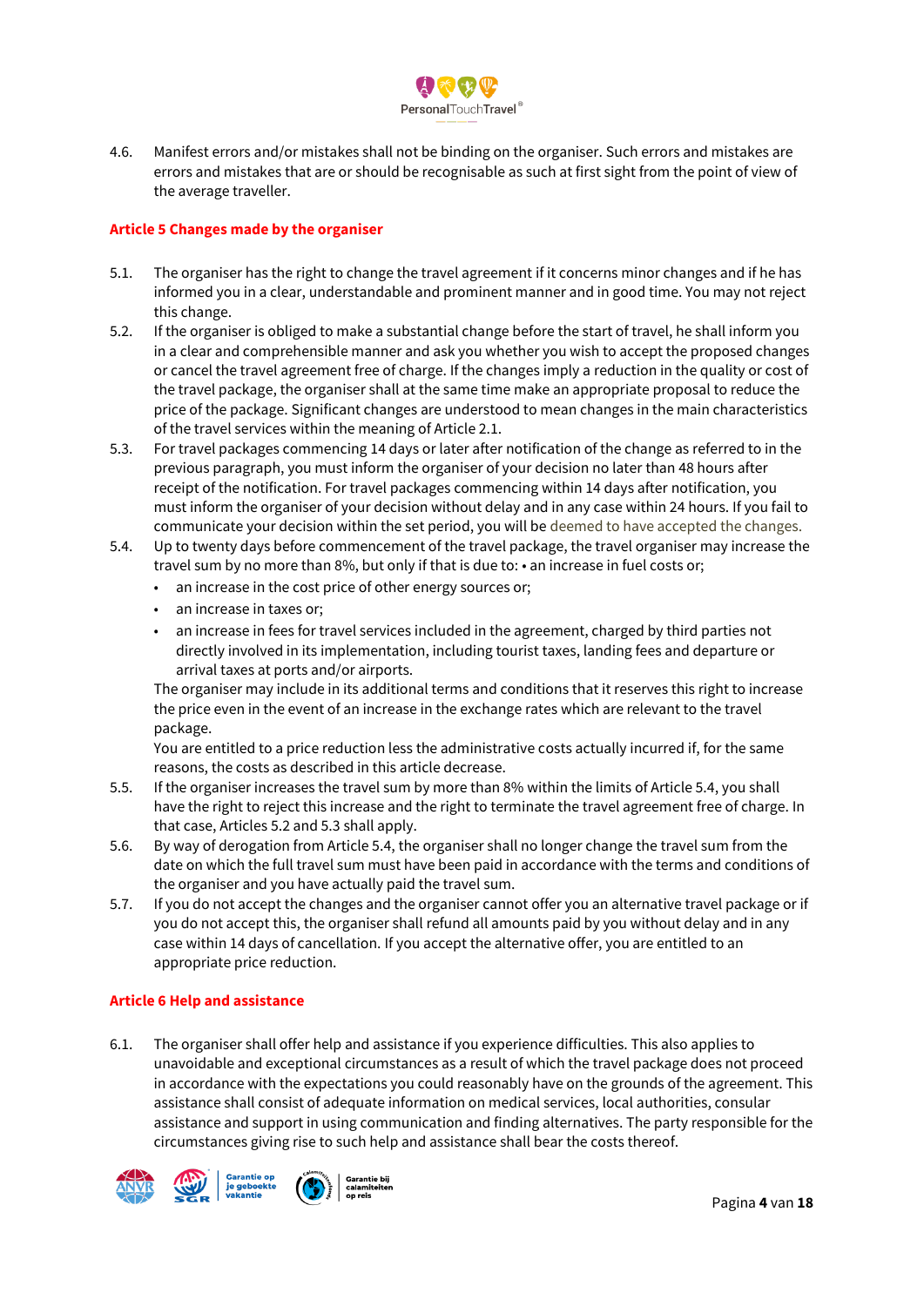4.6. Manifest errors and/or mistakes shall not be binding on the organiser. Such errors and mistakes are errors and mistakes that are or should be recognisable as such at first sight from the point of view of the average traveller.

## Article 5 Changes made by the organiser

5.1. The organiser has the right to change the travel agreement if it concerns minor changes and if he has informed you in a clear, understandable and prominent manner and in good time. You may not reject this change.

5.2. If the organiser is obliged to make a substantial change before the start of travel, he shall inform you in a clear and comprehensible manner and ask you whether you wish to accept the proposed changes or cancel the travel agreement free of charge. If the changes imply a reduction in the quality or cost of the travel package, the organiser shall at the same time make an appropriate proposal to reduce the price of the package. Significant changes are understood to mean changes in the main characteristics of the travel services within the meaning of Article 2.1.

5.3. For travel packages commencing 14 days or later after notification of the change as referred to in the previous paragraph, you must inform the organiser of your decision no later than 48 hours after receipt of the notification. For travel packages commencing within 14 days after notification, you must inform the organiser of your decision without delay and in any case within 24 hours. If you fail to communicate your decision within the set period, you will be deemed to have accepted the changes.

5.4. Up to twenty days before commencement of the travel package, the travel organiser may increase the travel sum by no more than 8%, but only if that is due to: • an increase in fuel costs or;

- an increase in the cost price of other energy sources or;
- an increase in taxes or;
- an increase in fees for travel services included in the agreement, charged by third parties not directly involved in its implementation, including tourist taxes, landing fees and departure or arrival taxes at ports and/or airports.

The organiser may include in its additional terms and conditions that it reserves this right to increase the price even in the event of an increase in the exchange rates which are relevant to the travel package.

You are entitled to a price reduction less the administrative costs actually incurred if, for the same reasons, the costs as described in this article decrease.

5.5. If the organiser increases the travel sum by more than 8% within the limits of Article 5.4, you shall have the right to reject this increase and the right to terminate the travel agreement free of charge. In that case, Articles 5.2 and 5.3 shall apply.

5.6. By way of derogation from Article 5.4, the organiser shall no longer change the travel sum from the date on which the full travel sum must have been paid in accordance with the terms and conditions of the organiser and you have actually paid the travel sum.

5.7. If you do not accept the changes and the organiser cannot offer you an alternative travel package or if you do not accept this, the organiser shall refund all amounts paid by you without delay and in any case within 14 days of cancellation. If you accept the alternative offer, you are entitled to an appropriate price reduction.

## Article 6 Help and assistance

6.1. The organiser shall offer help and assistance if you experience difficulties. This also applies to unavoidable and exceptional circumstances as a result of which the travel package does not proceed in accordance with the expectations you could reasonably have on the grounds of the agreement. This assistance shall consist of adequate information on medical services, local authorities, consular assistance and support in using communication and finding alternatives. The party responsible for the circumstances giving rise to such help and assistance shall bear the costs thereof.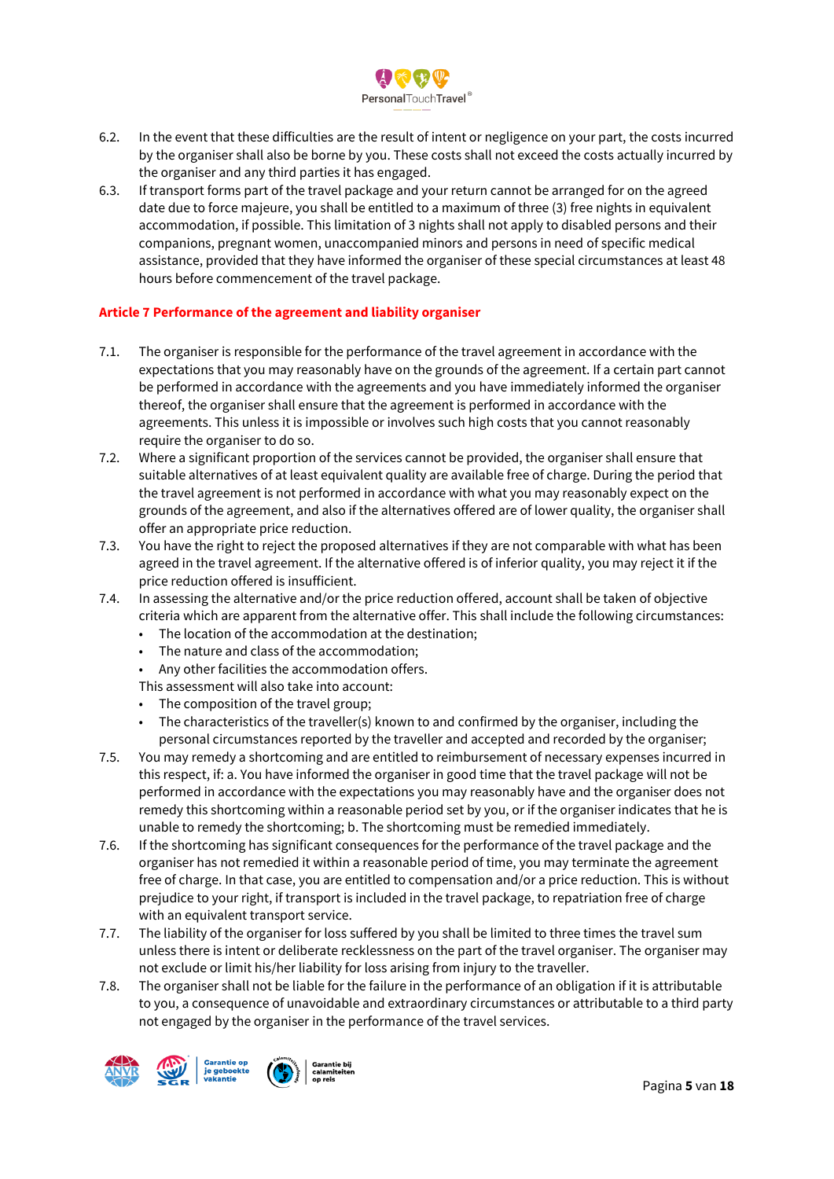6.2. In the event that these difficulties are the result of intent or negligence on your part, the costs incurred by the organiser shall also be borne by you. These costs shall not exceed the costs actually incurred by the organiser and any third parties it has engaged.

6.3. If transport forms part of the travel package and your return cannot be arranged for on the agreed date due to force majeure, you shall be entitled to a maximum of three (3) free nights in equivalent accommodation, if possible. This limitation of 3 nights shall not apply to disabled persons and their companions, pregnant women, unaccompanied minors and persons in need of specific medical assistance, provided that they have informed the organiser of these special circumstances at least 48 hours before commencement of the travel package.

## Article 7 Performance of the agreement and liability organiser

7.1. The organiser is responsible for the performance of the travel agreement in accordance with the expectations that you may reasonably have on the grounds of the agreement. If a certain part cannot be performed in accordance with the agreements and you have immediately informed the organiser thereof, the organiser shall ensure that the agreement is performed in accordance with the agreements. This unless it is impossible or involves such high costs that you cannot reasonably require the organiser to do so.

7.2. Where a significant proportion of the services cannot be provided, the organiser shall ensure that suitable alternatives of at least equivalent quality are available free of charge. During the period that the travel agreement is not performed in accordance with what you may reasonably expect on the grounds of the agreement, and also if the alternatives offered are of lower quality, the organiser shall offer an appropriate price reduction.

7.3. You have the right to reject the proposed alternatives if they are not comparable with what has been agreed in the travel agreement. If the alternative offered is of inferior quality, you may reject it if the price reduction offered is insufficient.

7.4. In assessing the alternative and/or the price reduction offered, account shall be taken of objective criteria which are apparent from the alternative offer. This shall include the following circumstances:
- The location of the accommodation at the destination;
- The nature and class of the accommodation;
- Any other facilities the accommodation offers.

This assessment will also take into account:
- The composition of the travel group;
- The characteristics of the traveller(s) known to and confirmed by the organiser, including the personal circumstances reported by the traveller and accepted and recorded by the organiser;

7.5. You may remedy a shortcoming and are entitled to reimbursement of necessary expenses incurred in this respect, if: a. You have informed the organiser in good time that the travel package will not be performed in accordance with the expectations you may reasonably have and the organiser does not remedy this shortcoming within a reasonable period set by you, or if the organiser indicates that he is unable to remedy the shortcoming; b. The shortcoming must be remedied immediately.

7.6. If the shortcoming has significant consequences for the performance of the travel package and the organiser has not remedied it within a reasonable period of time, you may terminate the agreement free of charge. In that case, you are entitled to compensation and/or a price reduction. This is without prejudice to your right, if transport is included in the travel package, to repatriation free of charge with an equivalent transport service.

7.7. The liability of the organiser for loss suffered by you shall be limited to three times the travel sum unless there is intent or deliberate recklessness on the part of the travel organiser. The organiser may not exclude or limit his/her liability for loss arising from injury to the traveller.

7.8. The organiser shall not be liable for the failure in the performance of an obligation if it is attributable to you, a consequence of unavoidable and extraordinary circumstances or attributable to a third party not engaged by the organiser in the performance of the travel services.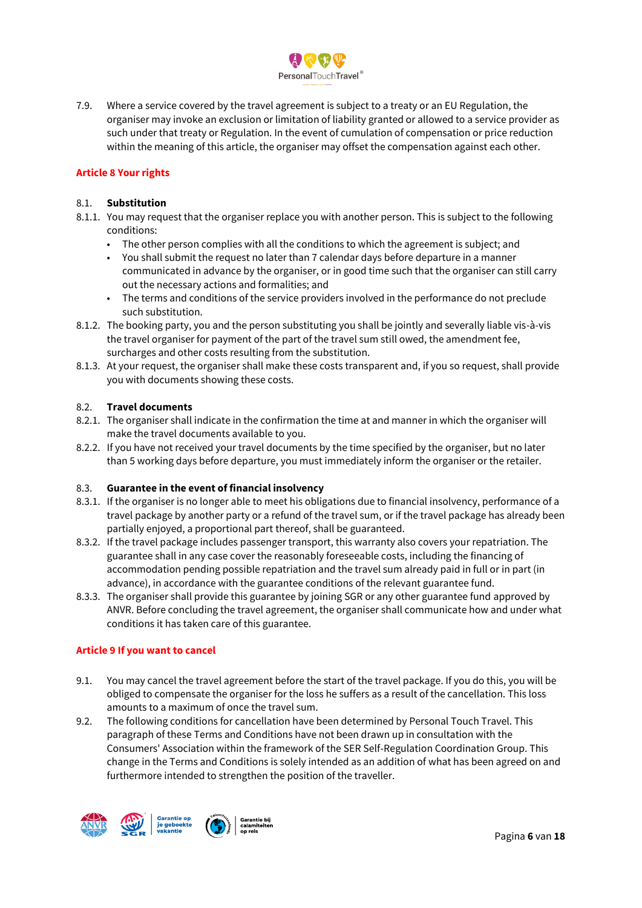7.9. Where a service covered by the travel agreement is subject to a treaty or an EU Regulation, the organiser may invoke an exclusion or limitation of liability granted or allowed to a service provider as such under that treaty or Regulation. In the event of cumulation of compensation or price reduction within the meaning of this article, the organiser may offset the compensation against each other.

## Article 8 Your rights

### 8.1. Substitution

8.1.1. You may request that the organiser replace you with another person. This is subject to the following conditions:

- The other person complies with all the conditions to which the agreement is subject; and
- You shall submit the request no later than 7 calendar days before departure in a manner communicated in advance by the organiser, or in good time such that the organiser can still carry out the necessary actions and formalities; and
- The terms and conditions of the service providers involved in the performance do not preclude such substitution.

8.1.2. The booking party, you and the person substituting you shall be jointly and severally liable vis-à-vis the travel organiser for payment of the part of the travel sum still owed, the amendment fee, surcharges and other costs resulting from the substitution.

8.1.3. At your request, the organiser shall make these costs transparent and, if you so request, shall provide you with documents showing these costs.

### 8.2. Travel documents

8.2.1. The organiser shall indicate in the confirmation the time at and manner in which the organiser will make the travel documents available to you.

8.2.2. If you have not received your travel documents by the time specified by the organiser, but no later than 5 working days before departure, you must immediately inform the organiser or the retailer.

### 8.3. Guarantee in the event of financial insolvency

8.3.1. If the organiser is no longer able to meet his obligations due to financial insolvency, performance of a travel package by another party or a refund of the travel sum, or if the travel package has already been partially enjoyed, a proportional part thereof, shall be guaranteed.

8.3.2. If the travel package includes passenger transport, this warranty also covers your repatriation. The guarantee shall in any case cover the reasonably foreseeable costs, including the financing of accommodation pending possible repatriation and the travel sum already paid in full or in part (in advance), in accordance with the guarantee conditions of the relevant guarantee fund.

8.3.3. The organiser shall provide this guarantee by joining SGR or any other guarantee fund approved by ANVR. Before concluding the travel agreement, the organiser shall communicate how and under what conditions it has taken care of this guarantee.

## Article 9 If you want to cancel

9.1. You may cancel the travel agreement before the start of the travel package. If you do this, you will be obliged to compensate the organiser for the loss he suffers as a result of the cancellation. This loss amounts to a maximum of once the travel sum.

9.2. The following conditions for cancellation have been determined by Personal Touch Travel. This paragraph of these Terms and Conditions have not been drawn up in consultation with the Consumers' Association within the framework of the SER Self-Regulation Coordination Group. This change in the Terms and Conditions is solely intended as an addition of what has been agreed on and furthermore intended to strengthen the position of the traveller.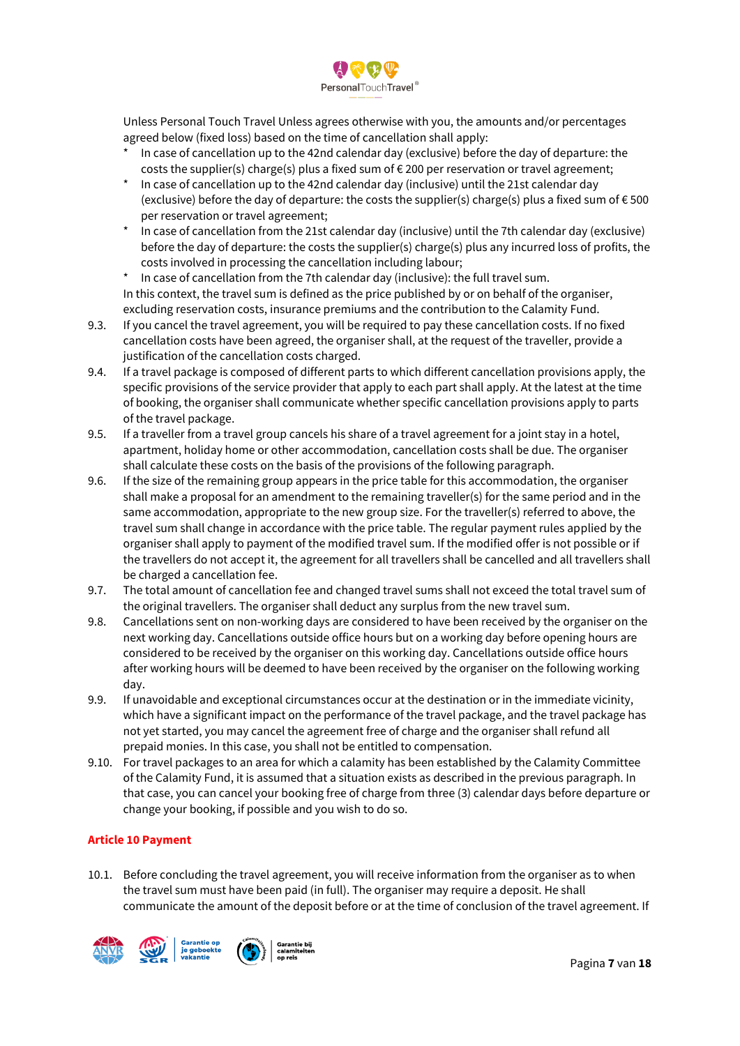Unless Personal Touch Travel Unless agrees otherwise with you, the amounts and/or percentages agreed below (fixed loss) based on the time of cancellation shall apply:

- In case of cancellation up to the 42nd calendar day (exclusive) before the day of departure: the costs the supplier(s) charge(s) plus a fixed sum of € 200 per reservation or travel agreement;
- In case of cancellation up to the 42nd calendar day (inclusive) until the 21st calendar day (exclusive) before the day of departure: the costs the supplier(s) charge(s) plus a fixed sum of € 500 per reservation or travel agreement;
- In case of cancellation from the 21st calendar day (inclusive) until the 7th calendar day (exclusive) before the day of departure: the costs the supplier(s) charge(s) plus any incurred loss of profits, the costs involved in processing the cancellation including labour;
- In case of cancellation from the 7th calendar day (inclusive): the full travel sum.

In this context, the travel sum is defined as the price published by or on behalf of the organiser, excluding reservation costs, insurance premiums and the contribution to the Calamity Fund.

9.3. If you cancel the travel agreement, you will be required to pay these cancellation costs. If no fixed cancellation costs have been agreed, the organiser shall, at the request of the traveller, provide a justification of the cancellation costs charged.

9.4. If a travel package is composed of different parts to which different cancellation provisions apply, the specific provisions of the service provider that apply to each part shall apply. At the latest at the time of booking, the organiser shall communicate whether specific cancellation provisions apply to parts of the travel package.

9.5. If a traveller from a travel group cancels his share of a travel agreement for a joint stay in a hotel, apartment, holiday home or other accommodation, cancellation costs shall be due. The organiser shall calculate these costs on the basis of the provisions of the following paragraph.

9.6. If the size of the remaining group appears in the price table for this accommodation, the organiser shall make a proposal for an amendment to the remaining traveller(s) for the same period and in the same accommodation, appropriate to the new group size. For the traveller(s) referred to above, the travel sum shall change in accordance with the price table. The regular payment rules applied by the organiser shall apply to payment of the modified travel sum. If the modified offer is not possible or if the travellers do not accept it, the agreement for all travellers shall be cancelled and all travellers shall be charged a cancellation fee.

9.7. The total amount of cancellation fee and changed travel sums shall not exceed the total travel sum of the original travellers. The organiser shall deduct any surplus from the new travel sum.

9.8. Cancellations sent on non-working days are considered to have been received by the organiser on the next working day. Cancellations outside office hours but on a working day before opening hours are considered to be received by the organiser on this working day. Cancellations outside office hours after working hours will be deemed to have been received by the organiser on the following working day.

9.9. If unavoidable and exceptional circumstances occur at the destination or in the immediate vicinity, which have a significant impact on the performance of the travel package, and the travel package has not yet started, you may cancel the agreement free of charge and the organiser shall refund all prepaid monies. In this case, you shall not be entitled to compensation.

9.10. For travel packages to an area for which a calamity has been established by the Calamity Committee of the Calamity Fund, it is assumed that a situation exists as described in the previous paragraph. In that case, you can cancel your booking free of charge from three (3) calendar days before departure or change your booking, if possible and you wish to do so.

## Article 10 Payment

10.1. Before concluding the travel agreement, you will receive information from the organiser as to when the travel sum must have been paid (in full). The organiser may require a deposit. He shall communicate the amount of the deposit before or at the time of conclusion of the travel agreement. If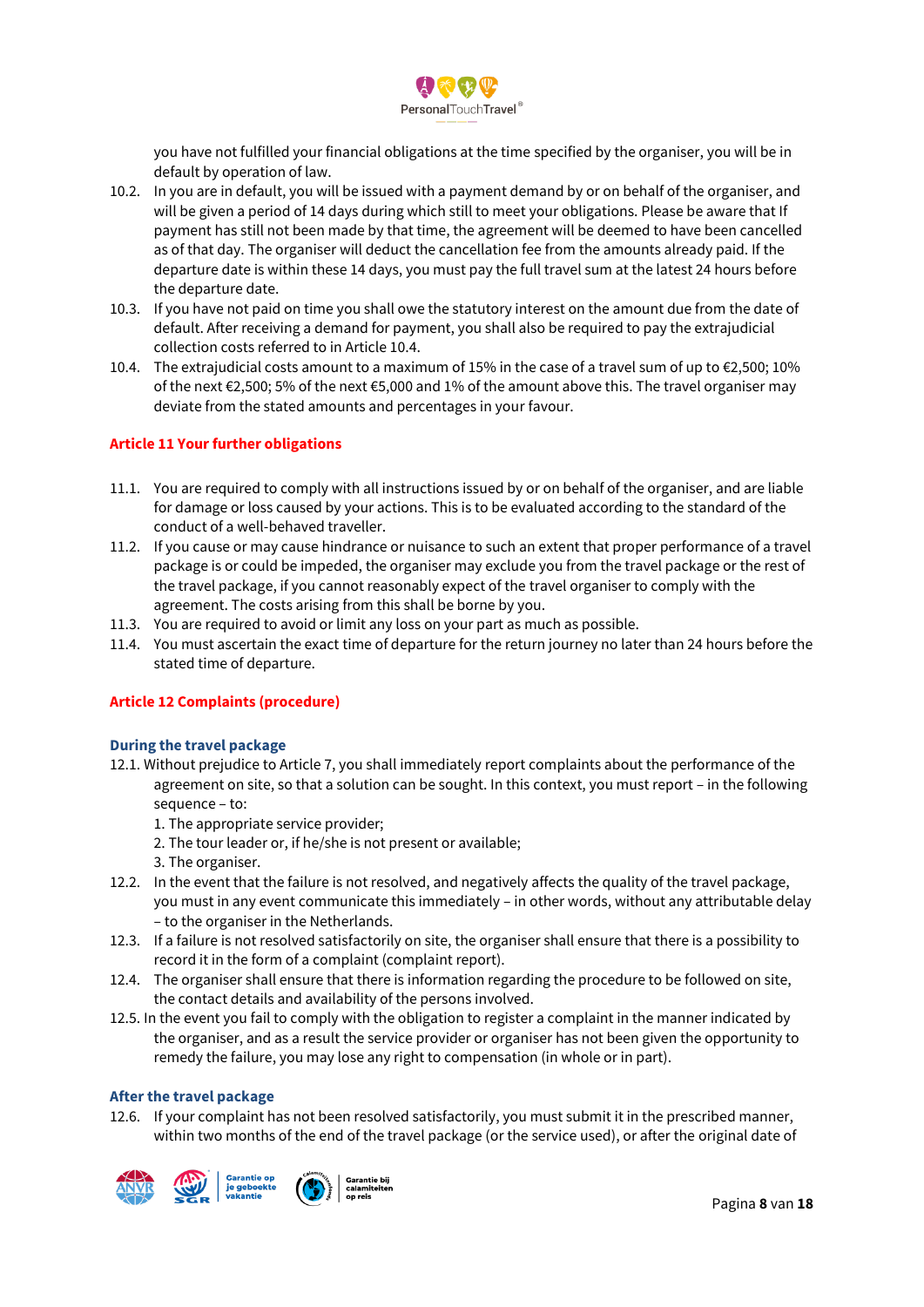you have not fulfilled your financial obligations at the time specified by the organiser, you will be in default by operation of law.

10.2. In you are in default, you will be issued with a payment demand by or on behalf of the organiser, and will be given a period of 14 days during which still to meet your obligations. Please be aware that If payment has still not been made by that time, the agreement will be deemed to have been cancelled as of that day. The organiser will deduct the cancellation fee from the amounts already paid. If the departure date is within these 14 days, you must pay the full travel sum at the latest 24 hours before the departure date.

10.3. If you have not paid on time you shall owe the statutory interest on the amount due from the date of default. After receiving a demand for payment, you shall also be required to pay the extrajudicial collection costs referred to in Article 10.4.

10.4. The extrajudicial costs amount to a maximum of 15% in the case of a travel sum of up to €2,500; 10% of the next €2,500; 5% of the next €5,000 and 1% of the amount above this. The travel organiser may deviate from the stated amounts and percentages in your favour.

## Article 11 Your further obligations

11.1. You are required to comply with all instructions issued by or on behalf of the organiser, and are liable for damage or loss caused by your actions. This is to be evaluated according to the standard of the conduct of a well-behaved traveller.

11.2. If you cause or may cause hindrance or nuisance to such an extent that proper performance of a travel package is or could be impeded, the organiser may exclude you from the travel package or the rest of the travel package, if you cannot reasonably expect of the travel organiser to comply with the agreement. The costs arising from this shall be borne by you.

11.3. You are required to avoid or limit any loss on your part as much as possible.

11.4. You must ascertain the exact time of departure for the return journey no later than 24 hours before the stated time of departure.

## Article 12 Complaints (procedure)

### During the travel package

12.1. Without prejudice to Article 7, you shall immediately report complaints about the performance of the agreement on site, so that a solution can be sought. In this context, you must report – in the following sequence – to:

1. The appropriate service provider;
2. The tour leader or, if he/she is not present or available;
3. The organiser.

12.2. In the event that the failure is not resolved, and negatively affects the quality of the travel package, you must in any event communicate this immediately – in other words, without any attributable delay – to the organiser in the Netherlands.

12.3. If a failure is not resolved satisfactorily on site, the organiser shall ensure that there is a possibility to record it in the form of a complaint (complaint report).

12.4. The organiser shall ensure that there is information regarding the procedure to be followed on site, the contact details and availability of the persons involved.

12.5. In the event you fail to comply with the obligation to register a complaint in the manner indicated by the organiser, and as a result the service provider or organiser has not been given the opportunity to remedy the failure, you may lose any right to compensation (in whole or in part).

### After the travel package

12.6. If your complaint has not been resolved satisfactorily, you must submit it in the prescribed manner, within two months of the end of the travel package (or the service used), or after the original date of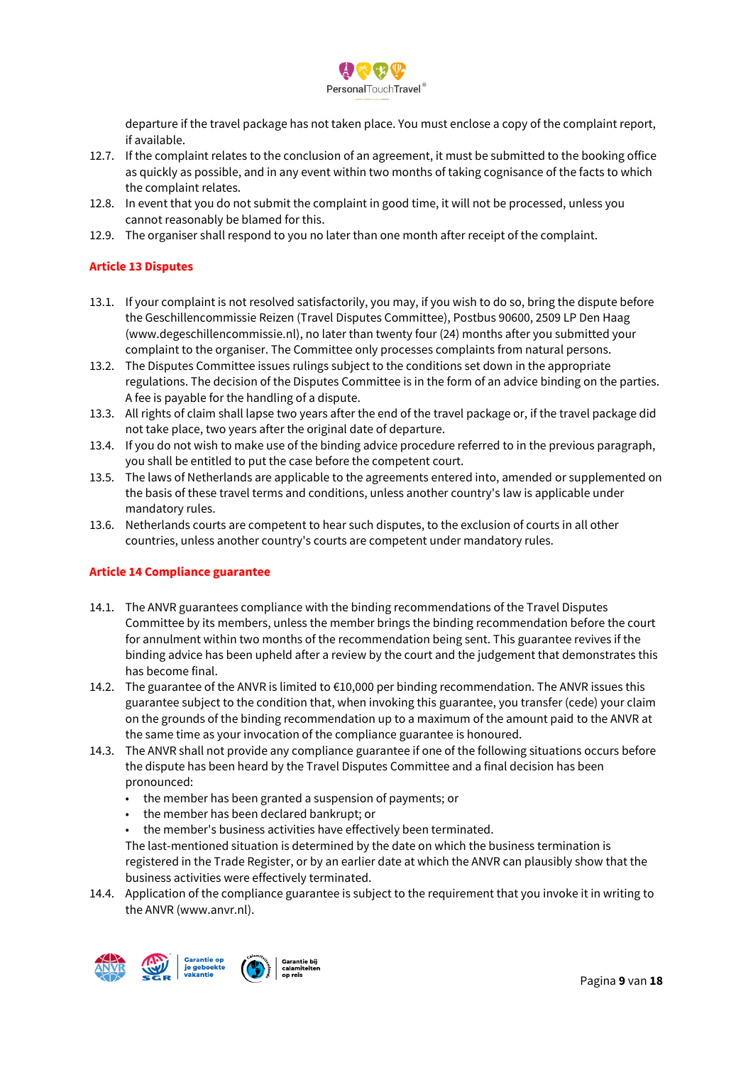departure if the travel package has not taken place. You must enclose a copy of the complaint report, if available.

12.7. If the complaint relates to the conclusion of an agreement, it must be submitted to the booking office as quickly as possible, and in any event within two months of taking cognisance of the facts to which the complaint relates.

12.8. In event that you do not submit the complaint in good time, it will not be processed, unless you cannot reasonably be blamed for this.

12.9. The organiser shall respond to you no later than one month after receipt of the complaint.

## Article 13 Disputes

13.1. If your complaint is not resolved satisfactorily, you may, if you wish to do so, bring the dispute before the Geschillencommissie Reizen (Travel Disputes Committee), Postbus 90600, 2509 LP Den Haag (www.degeschillencommissie.nl), no later than twenty four (24) months after you submitted your complaint to the organiser. The Committee only processes complaints from natural persons.

13.2. The Disputes Committee issues rulings subject to the conditions set down in the appropriate regulations. The decision of the Disputes Committee is in the form of an advice binding on the parties. A fee is payable for the handling of a dispute.

13.3. All rights of claim shall lapse two years after the end of the travel package or, if the travel package did not take place, two years after the original date of departure.

13.4. If you do not wish to make use of the binding advice procedure referred to in the previous paragraph, you shall be entitled to put the case before the competent court.

13.5. The laws of Netherlands are applicable to the agreements entered into, amended or supplemented on the basis of these travel terms and conditions, unless another country's law is applicable under mandatory rules.

13.6. Netherlands courts are competent to hear such disputes, to the exclusion of courts in all other countries, unless another country's courts are competent under mandatory rules.

## Article 14 Compliance guarantee

14.1. The ANVR guarantees compliance with the binding recommendations of the Travel Disputes Committee by its members, unless the member brings the binding recommendation before the court for annulment within two months of the recommendation being sent. This guarantee revives if the binding advice has been upheld after a review by the court and the judgement that demonstrates this has become final.

14.2. The guarantee of the ANVR is limited to €10,000 per binding recommendation. The ANVR issues this guarantee subject to the condition that, when invoking this guarantee, you transfer (cede) your claim on the grounds of the binding recommendation up to a maximum of the amount paid to the ANVR at the same time as your invocation of the compliance guarantee is honoured.

14.3. The ANVR shall not provide any compliance guarantee if one of the following situations occurs before the dispute has been heard by the Travel Disputes Committee and a final decision has been pronounced:

- the member has been granted a suspension of payments; or
- the member has been declared bankrupt; or
- the member's business activities have effectively been terminated.

The last-mentioned situation is determined by the date on which the business termination is registered in the Trade Register, or by an earlier date at which the ANVR can plausibly show that the business activities were effectively terminated.

14.4. Application of the compliance guarantee is subject to the requirement that you invoke it in writing to the ANVR (www.anvr.nl).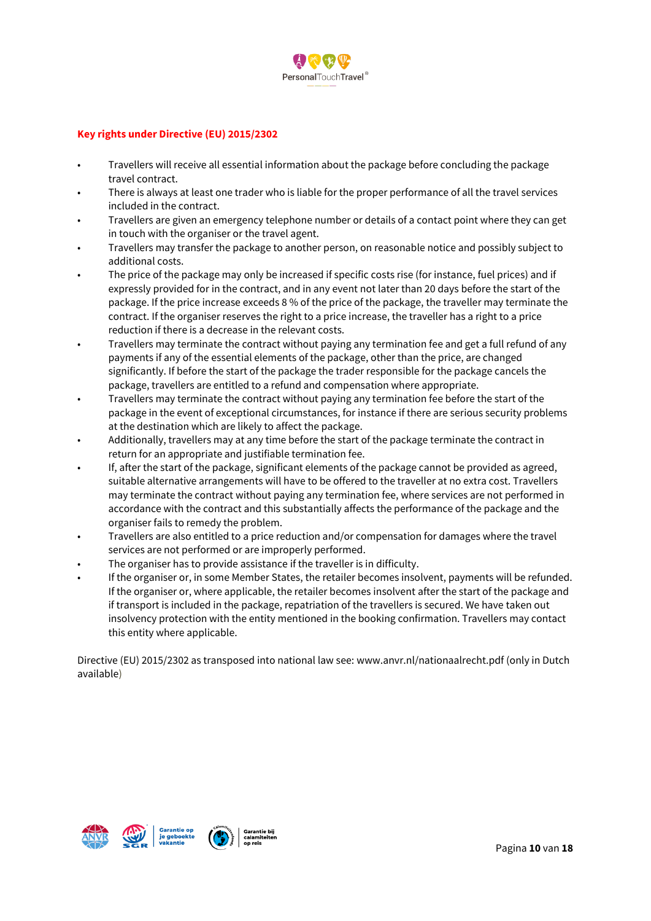## Key rights under Directive (EU) 2015/2302

- Travellers will receive all essential information about the package before concluding the package travel contract.
- There is always at least one trader who is liable for the proper performance of all the travel services included in the contract.
- Travellers are given an emergency telephone number or details of a contact point where they can get in touch with the organiser or the travel agent.
- Travellers may transfer the package to another person, on reasonable notice and possibly subject to additional costs.
- The price of the package may only be increased if specific costs rise (for instance, fuel prices) and if expressly provided for in the contract, and in any event not later than 20 days before the start of the package. If the price increase exceeds 8 % of the price of the package, the traveller may terminate the contract. If the organiser reserves the right to a price increase, the traveller has a right to a price reduction if there is a decrease in the relevant costs.
- Travellers may terminate the contract without paying any termination fee and get a full refund of any payments if any of the essential elements of the package, other than the price, are changed significantly. If before the start of the package the trader responsible for the package cancels the package, travellers are entitled to a refund and compensation where appropriate.
- Travellers may terminate the contract without paying any termination fee before the start of the package in the event of exceptional circumstances, for instance if there are serious security problems at the destination which are likely to affect the package.
- Additionally, travellers may at any time before the start of the package terminate the contract in return for an appropriate and justifiable termination fee.
- If, after the start of the package, significant elements of the package cannot be provided as agreed, suitable alternative arrangements will have to be offered to the traveller at no extra cost. Travellers may terminate the contract without paying any termination fee, where services are not performed in accordance with the contract and this substantially affects the performance of the package and the organiser fails to remedy the problem.
- Travellers are also entitled to a price reduction and/or compensation for damages where the travel services are not performed or are improperly performed.
- The organiser has to provide assistance if the traveller is in difficulty.
- If the organiser or, in some Member States, the retailer becomes insolvent, payments will be refunded. If the organiser or, where applicable, the retailer becomes insolvent after the start of the package and if transport is included in the package, repatriation of the travellers is secured. We have taken out insolvency protection with the entity mentioned in the booking confirmation. Travellers may contact this entity where applicable.

Directive (EU) 2015/2302 as transposed into national law see: www.anvr.nl/nationaalrecht.pdf (only in Dutch available)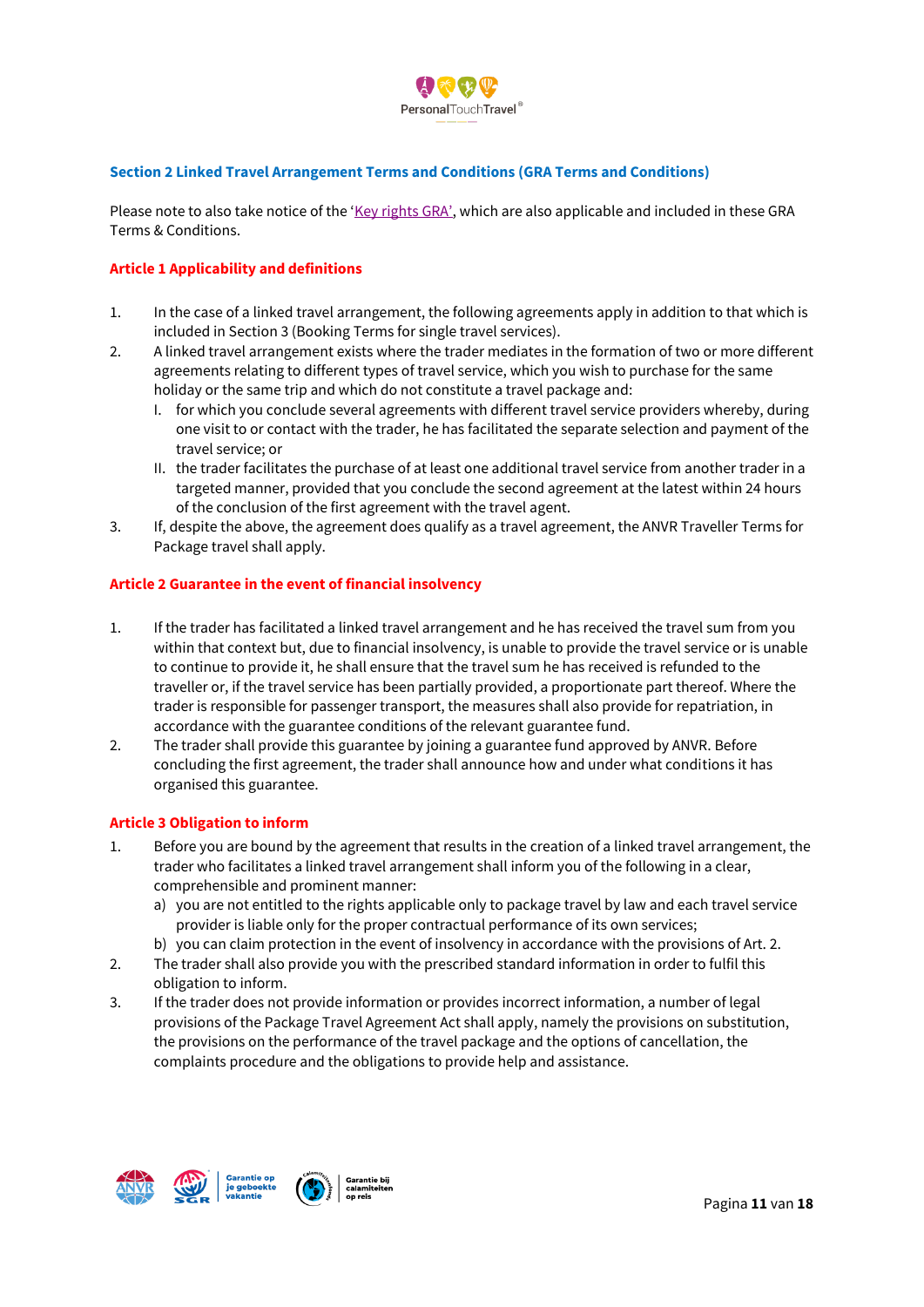## Section 2 Linked Travel Arrangement Terms and Conditions (GRA Terms and Conditions)

Please note to also take notice of the 'Key rights GRA', which are also applicable and included in these GRA Terms & Conditions.

### Article 1 Applicability and definitions

1. In the case of a linked travel arrangement, the following agreements apply in addition to that which is included in Section 3 (Booking Terms for single travel services).
2. A linked travel arrangement exists where the trader mediates in the formation of two or more different agreements relating to different types of travel service, which you wish to purchase for the same holiday or the same trip and which do not constitute a travel package and:
   I. for which you conclude several agreements with different travel service providers whereby, during one visit to or contact with the trader, he has facilitated the separate selection and payment of the travel service; or
   II. the trader facilitates the purchase of at least one additional travel service from another trader in a targeted manner, provided that you conclude the second agreement at the latest within 24 hours of the conclusion of the first agreement with the travel agent.
3. If, despite the above, the agreement does qualify as a travel agreement, the ANVR Traveller Terms for Package travel shall apply.

### Article 2 Guarantee in the event of financial insolvency

1. If the trader has facilitated a linked travel arrangement and he has received the travel sum from you within that context but, due to financial insolvency, is unable to provide the travel service or is unable to continue to provide it, he shall ensure that the travel sum he has received is refunded to the traveller or, if the travel service has been partially provided, a proportionate part thereof. Where the trader is responsible for passenger transport, the measures shall also provide for repatriation, in accordance with the guarantee conditions of the relevant guarantee fund.
2. The trader shall provide this guarantee by joining a guarantee fund approved by ANVR. Before concluding the first agreement, the trader shall announce how and under what conditions it has organised this guarantee.

### Article 3 Obligation to inform

1. Before you are bound by the agreement that results in the creation of a linked travel arrangement, the trader who facilitates a linked travel arrangement shall inform you of the following in a clear, comprehensible and prominent manner:
   a) you are not entitled to the rights applicable only to package travel by law and each travel service provider is liable only for the proper contractual performance of its own services;
   b) you can claim protection in the event of insolvency in accordance with the provisions of Art. 2.
2. The trader shall also provide you with the prescribed standard information in order to fulfil this obligation to inform.
3. If the trader does not provide information or provides incorrect information, a number of legal provisions of the Package Travel Agreement Act shall apply, namely the provisions on substitution, the provisions on the performance of the travel package and the options of cancellation, the complaints procedure and the obligations to provide help and assistance.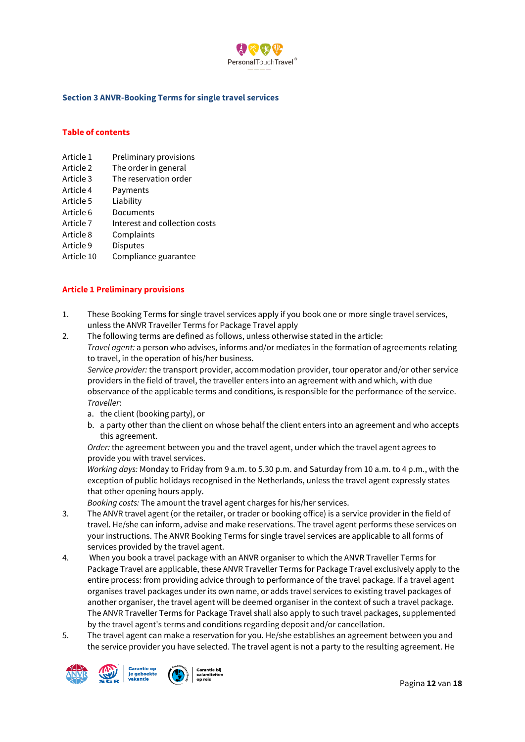## Section 3 ANVR-Booking Terms for single travel services

### Table of contents

| | |
|---|---|
| Article 1 | Preliminary provisions |
| Article 2 | The order in general |
| Article 3 | The reservation order |
| Article 4 | Payments |
| Article 5 | Liability |
| Article 6 | Documents |
| Article 7 | Interest and collection costs |
| Article 8 | Complaints |
| Article 9 | Disputes |
| Article 10 | Compliance guarantee |

### Article 1 Preliminary provisions

1. These Booking Terms for single travel services apply if you book one or more single travel services, unless the ANVR Traveller Terms for Package Travel apply
2. The following terms are defined as follows, unless otherwise stated in the article:
   *Travel agent:* a person who advises, informs and/or mediates in the formation of agreements relating to travel, in the operation of his/her business.
   *Service provider:* the transport provider, accommodation provider, tour operator and/or other service providers in the field of travel, the traveller enters into an agreement with and which, with due observance of the applicable terms and conditions, is responsible for the performance of the service.
   *Traveller*:
   a. the client (booking party), or
   b. a party other than the client on whose behalf the client enters into an agreement and who accepts this agreement.
   
   *Order:* the agreement between you and the travel agent, under which the travel agent agrees to provide you with travel services.
   *Working days:* Monday to Friday from 9 a.m. to 5.30 p.m. and Saturday from 10 a.m. to 4 p.m., with the exception of public holidays recognised in the Netherlands, unless the travel agent expressly states that other opening hours apply.
   *Booking costs:* The amount the travel agent charges for his/her services.
3. The ANVR travel agent (or the retailer, or trader or booking office) is a service provider in the field of travel. He/she can inform, advise and make reservations. The travel agent performs these services on your instructions. The ANVR Booking Terms for single travel services are applicable to all forms of services provided by the travel agent.
4. When you book a travel package with an ANVR organiser to which the ANVR Traveller Terms for Package Travel are applicable, these ANVR Traveller Terms for Package Travel exclusively apply to the entire process: from providing advice through to performance of the travel package. If a travel agent organises travel packages under its own name, or adds travel services to existing travel packages of another organiser, the travel agent will be deemed organiser in the context of such a travel package. The ANVR Traveller Terms for Package Travel shall also apply to such travel packages, supplemented by the travel agent's terms and conditions regarding deposit and/or cancellation.
5. The travel agent can make a reservation for you. He/she establishes an agreement between you and the service provider you have selected. The travel agent is not a party to the resulting agreement. He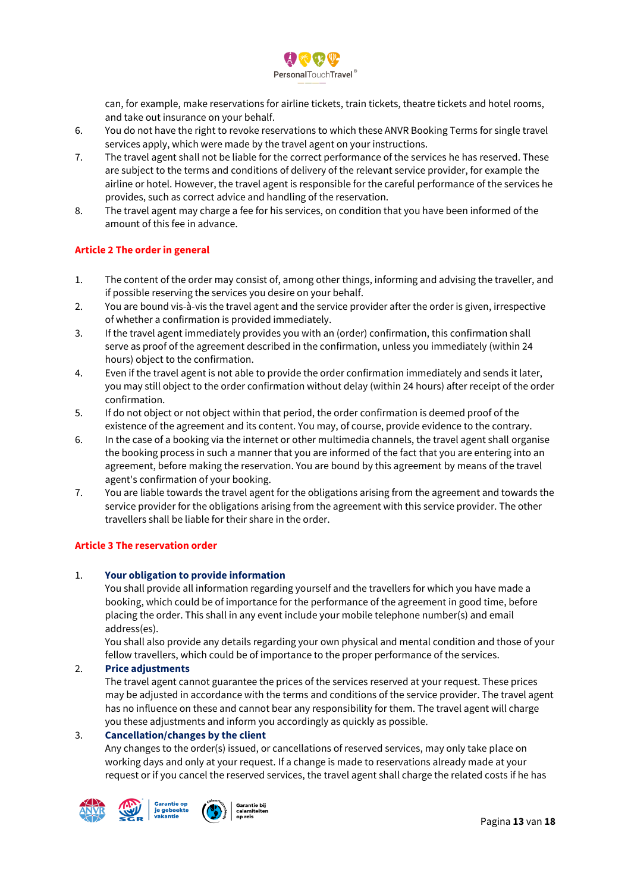can, for example, make reservations for airline tickets, train tickets, theatre tickets and hotel rooms, and take out insurance on your behalf.

6. You do not have the right to revoke reservations to which these ANVR Booking Terms for single travel services apply, which were made by the travel agent on your instructions.
7. The travel agent shall not be liable for the correct performance of the services he has reserved. These are subject to the terms and conditions of delivery of the relevant service provider, for example the airline or hotel. However, the travel agent is responsible for the careful performance of the services he provides, such as correct advice and handling of the reservation.
8. The travel agent may charge a fee for his services, on condition that you have been informed of the amount of this fee in advance.

## Article 2 The order in general

1. The content of the order may consist of, among other things, informing and advising the traveller, and if possible reserving the services you desire on your behalf.
2. You are bound vis-à-vis the travel agent and the service provider after the order is given, irrespective of whether a confirmation is provided immediately.
3. If the travel agent immediately provides you with an (order) confirmation, this confirmation shall serve as proof of the agreement described in the confirmation, unless you immediately (within 24 hours) object to the confirmation.
4. Even if the travel agent is not able to provide the order confirmation immediately and sends it later, you may still object to the order confirmation without delay (within 24 hours) after receipt of the order confirmation.
5. If do not object or not object within that period, the order confirmation is deemed proof of the existence of the agreement and its content. You may, of course, provide evidence to the contrary.
6. In the case of a booking via the internet or other multimedia channels, the travel agent shall organise the booking process in such a manner that you are informed of the fact that you are entering into an agreement, before making the reservation. You are bound by this agreement by means of the travel agent's confirmation of your booking.
7. You are liable towards the travel agent for the obligations arising from the agreement and towards the service provider for the obligations arising from the agreement with this service provider. The other travellers shall be liable for their share in the order.

## Article 3 The reservation order

1. **Your obligation to provide information**
   You shall provide all information regarding yourself and the travellers for which you have made a booking, which could be of importance for the performance of the agreement in good time, before placing the order. This shall in any event include your mobile telephone number(s) and email address(es).
   You shall also provide any details regarding your own physical and mental condition and those of your fellow travellers, which could be of importance to the proper performance of the services.
2. **Price adjustments**
   The travel agent cannot guarantee the prices of the services reserved at your request. These prices may be adjusted in accordance with the terms and conditions of the service provider. The travel agent has no influence on these and cannot bear any responsibility for them. The travel agent will charge you these adjustments and inform you accordingly as quickly as possible.
3. **Cancellation/changes by the client**
   Any changes to the order(s) issued, or cancellations of reserved services, may only take place on working days and only at your request. If a change is made to reservations already made at your request or if you cancel the reserved services, the travel agent shall charge the related costs if he has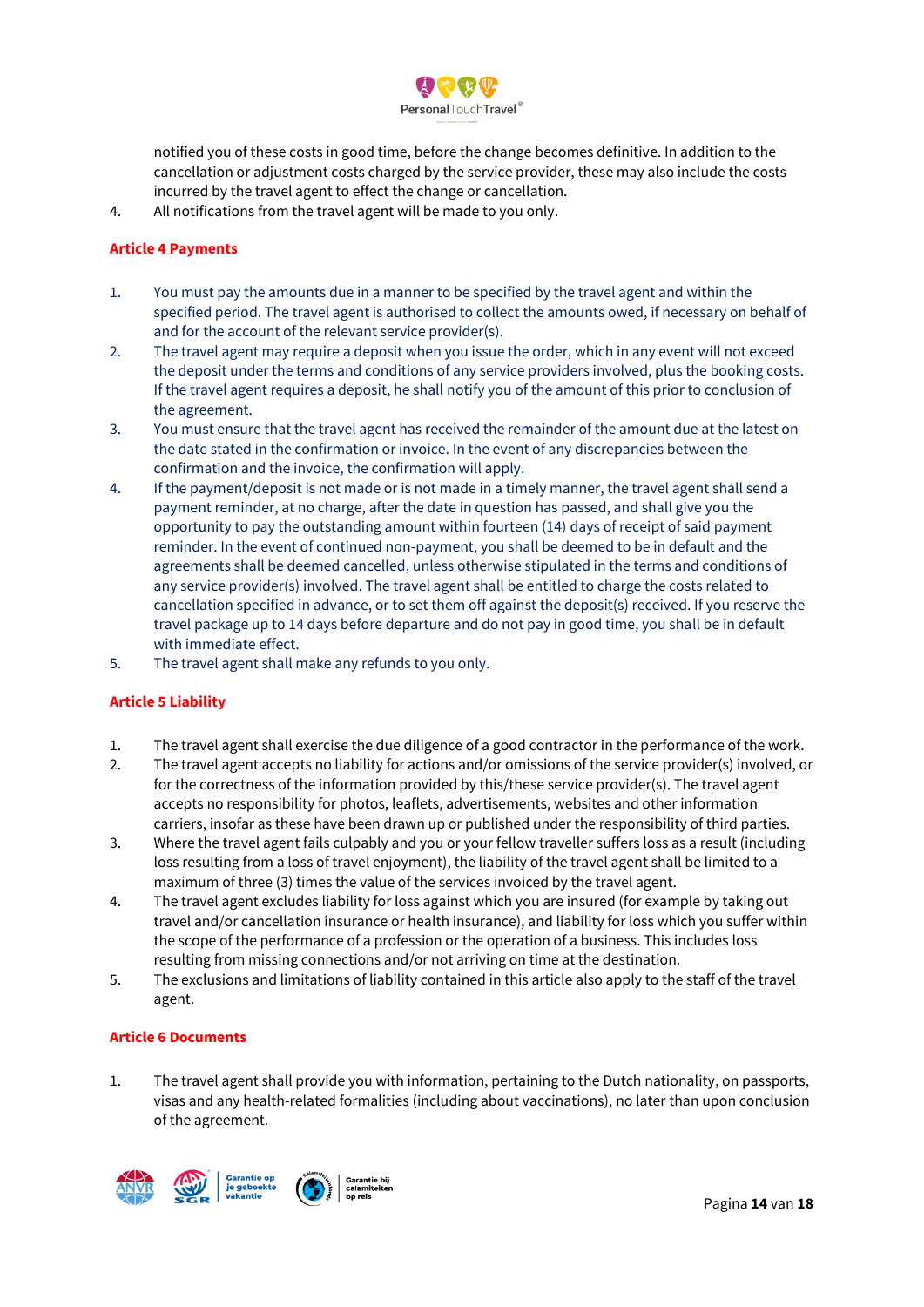notified you of these costs in good time, before the change becomes definitive. In addition to the cancellation or adjustment costs charged by the service provider, these may also include the costs incurred by the travel agent to effect the change or cancellation.

4. All notifications from the travel agent will be made to you only.

## Article 4 Payments

1. You must pay the amounts due in a manner to be specified by the travel agent and within the specified period. The travel agent is authorised to collect the amounts owed, if necessary on behalf of and for the account of the relevant service provider(s).
2. The travel agent may require a deposit when you issue the order, which in any event will not exceed the deposit under the terms and conditions of any service providers involved, plus the booking costs. If the travel agent requires a deposit, he shall notify you of the amount of this prior to conclusion of the agreement.
3. You must ensure that the travel agent has received the remainder of the amount due at the latest on the date stated in the confirmation or invoice. In the event of any discrepancies between the confirmation and the invoice, the confirmation will apply.
4. If the payment/deposit is not made or is not made in a timely manner, the travel agent shall send a payment reminder, at no charge, after the date in question has passed, and shall give you the opportunity to pay the outstanding amount within fourteen (14) days of receipt of said payment reminder. In the event of continued non-payment, you shall be deemed to be in default and the agreements shall be deemed cancelled, unless otherwise stipulated in the terms and conditions of any service provider(s) involved. The travel agent shall be entitled to charge the costs related to cancellation specified in advance, or to set them off against the deposit(s) received. If you reserve the travel package up to 14 days before departure and do not pay in good time, you shall be in default with immediate effect.
5. The travel agent shall make any refunds to you only.

## Article 5 Liability

1. The travel agent shall exercise the due diligence of a good contractor in the performance of the work.
2. The travel agent accepts no liability for actions and/or omissions of the service provider(s) involved, or for the correctness of the information provided by this/these service provider(s). The travel agent accepts no responsibility for photos, leaflets, advertisements, websites and other information carriers, insofar as these have been drawn up or published under the responsibility of third parties.
3. Where the travel agent fails culpably and you or your fellow traveller suffers loss as a result (including loss resulting from a loss of travel enjoyment), the liability of the travel agent shall be limited to a maximum of three (3) times the value of the services invoiced by the travel agent.
4. The travel agent excludes liability for loss against which you are insured (for example by taking out travel and/or cancellation insurance or health insurance), and liability for loss which you suffer within the scope of the performance of a profession or the operation of a business. This includes loss resulting from missing connections and/or not arriving on time at the destination.
5. The exclusions and limitations of liability contained in this article also apply to the staff of the travel agent.

## Article 6 Documents

1. The travel agent shall provide you with information, pertaining to the Dutch nationality, on passports, visas and any health-related formalities (including about vaccinations), no later than upon conclusion of the agreement.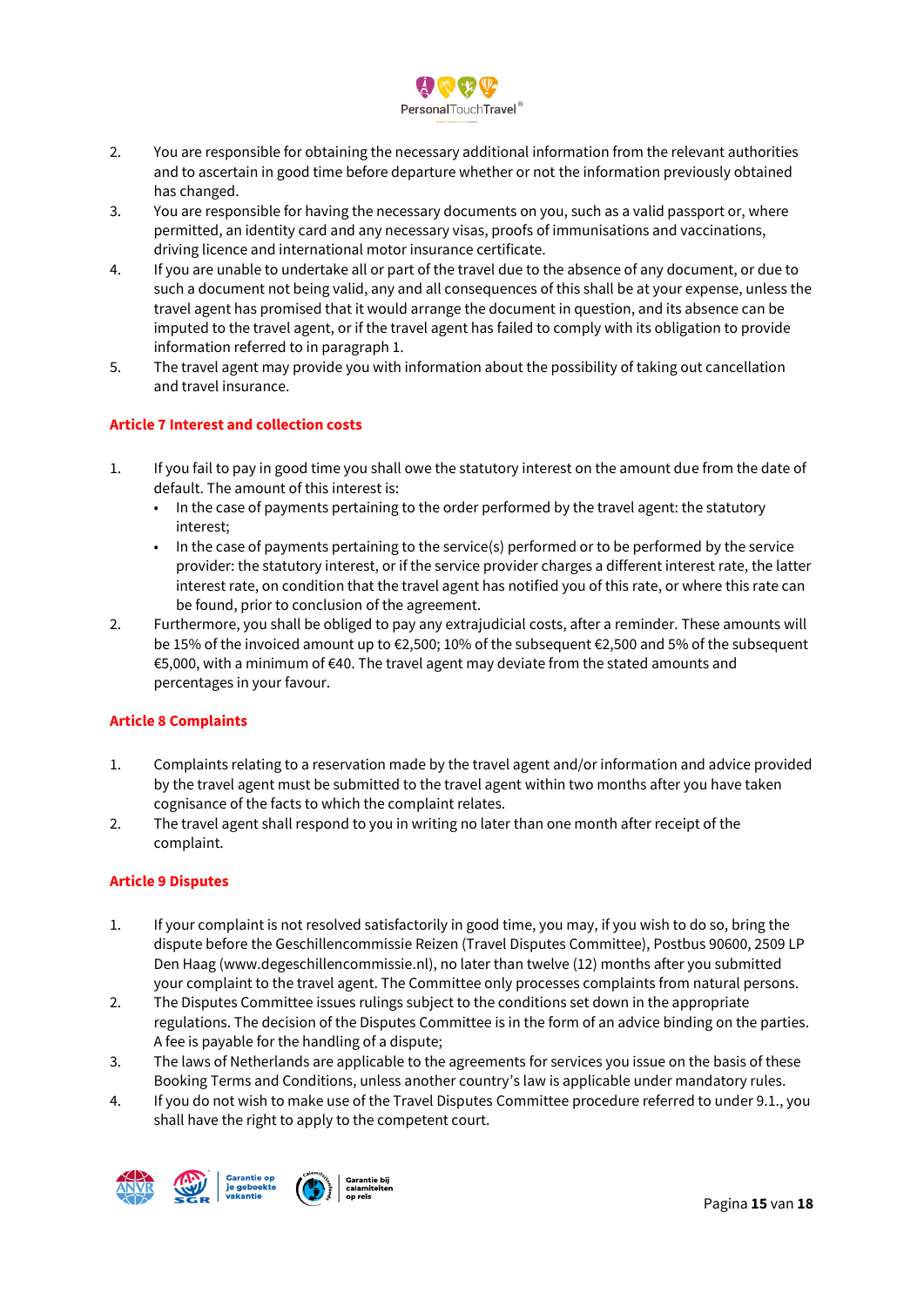2. You are responsible for obtaining the necessary additional information from the relevant authorities and to ascertain in good time before departure whether or not the information previously obtained has changed.
3. You are responsible for having the necessary documents on you, such as a valid passport or, where permitted, an identity card and any necessary visas, proofs of immunisations and vaccinations, driving licence and international motor insurance certificate.
4. If you are unable to undertake all or part of the travel due to the absence of any document, or due to such a document not being valid, any and all consequences of this shall be at your expense, unless the travel agent has promised that it would arrange the document in question, and its absence can be imputed to the travel agent, or if the travel agent has failed to comply with its obligation to provide information referred to in paragraph 1.
5. The travel agent may provide you with information about the possibility of taking out cancellation and travel insurance.

### Article 7 Interest and collection costs

1. If you fail to pay in good time you shall owe the statutory interest on the amount due from the date of default. The amount of this interest is:
   - In the case of payments pertaining to the order performed by the travel agent: the statutory interest;
   - In the case of payments pertaining to the service(s) performed or to be performed by the service provider: the statutory interest, or if the service provider charges a different interest rate, the latter interest rate, on condition that the travel agent has notified you of this rate, or where this rate can be found, prior to conclusion of the agreement.
2. Furthermore, you shall be obliged to pay any extrajudicial costs, after a reminder. These amounts will be 15% of the invoiced amount up to €2,500; 10% of the subsequent €2,500 and 5% of the subsequent €5,000, with a minimum of €40. The travel agent may deviate from the stated amounts and percentages in your favour.

### Article 8 Complaints

1. Complaints relating to a reservation made by the travel agent and/or information and advice provided by the travel agent must be submitted to the travel agent within two months after you have taken cognisance of the facts to which the complaint relates.
2. The travel agent shall respond to you in writing no later than one month after receipt of the complaint.

### Article 9 Disputes

1. If your complaint is not resolved satisfactorily in good time, you may, if you wish to do so, bring the dispute before the Geschillencommissie Reizen (Travel Disputes Committee), Postbus 90600, 2509 LP Den Haag (www.degeschillencommissie.nl), no later than twelve (12) months after you submitted your complaint to the travel agent. The Committee only processes complaints from natural persons.
2. The Disputes Committee issues rulings subject to the conditions set down in the appropriate regulations. The decision of the Disputes Committee is in the form of an advice binding on the parties. A fee is payable for the handling of a dispute;
3. The laws of Netherlands are applicable to the agreements for services you issue on the basis of these Booking Terms and Conditions, unless another country's law is applicable under mandatory rules.
4. If you do not wish to make use of the Travel Disputes Committee procedure referred to under 9.1., you shall have the right to apply to the competent court.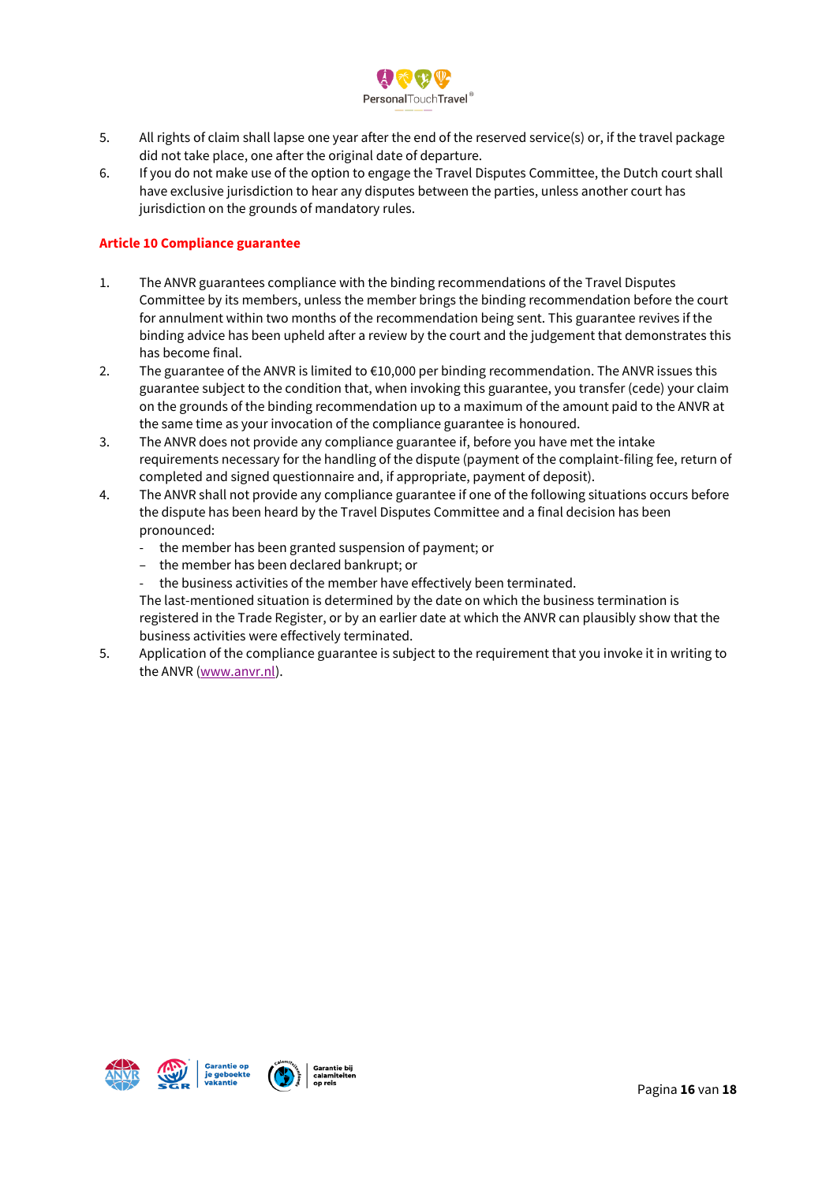5. All rights of claim shall lapse one year after the end of the reserved service(s) or, if the travel package did not take place, one after the original date of departure.
6. If you do not make use of the option to engage the Travel Disputes Committee, the Dutch court shall have exclusive jurisdiction to hear any disputes between the parties, unless another court has jurisdiction on the grounds of mandatory rules.

## Article 10 Compliance guarantee

1. The ANVR guarantees compliance with the binding recommendations of the Travel Disputes Committee by its members, unless the member brings the binding recommendation before the court for annulment within two months of the recommendation being sent. This guarantee revives if the binding advice has been upheld after a review by the court and the judgement that demonstrates this has become final.
2. The guarantee of the ANVR is limited to €10,000 per binding recommendation. The ANVR issues this guarantee subject to the condition that, when invoking this guarantee, you transfer (cede) your claim on the grounds of the binding recommendation up to a maximum of the amount paid to the ANVR at the same time as your invocation of the compliance guarantee is honoured.
3. The ANVR does not provide any compliance guarantee if, before you have met the intake requirements necessary for the handling of the dispute (payment of the complaint-filing fee, return of completed and signed questionnaire and, if appropriate, payment of deposit).
4. The ANVR shall not provide any compliance guarantee if one of the following situations occurs before the dispute has been heard by the Travel Disputes Committee and a final decision has been pronounced:
   - the member has been granted suspension of payment; or
   - the member has been declared bankrupt; or
   - the business activities of the member have effectively been terminated.

   The last-mentioned situation is determined by the date on which the business termination is registered in the Trade Register, or by an earlier date at which the ANVR can plausibly show that the business activities were effectively terminated.
5. Application of the compliance guarantee is subject to the requirement that you invoke it in writing to the ANVR ([www.anvr.nl](http://www.anvr.nl)).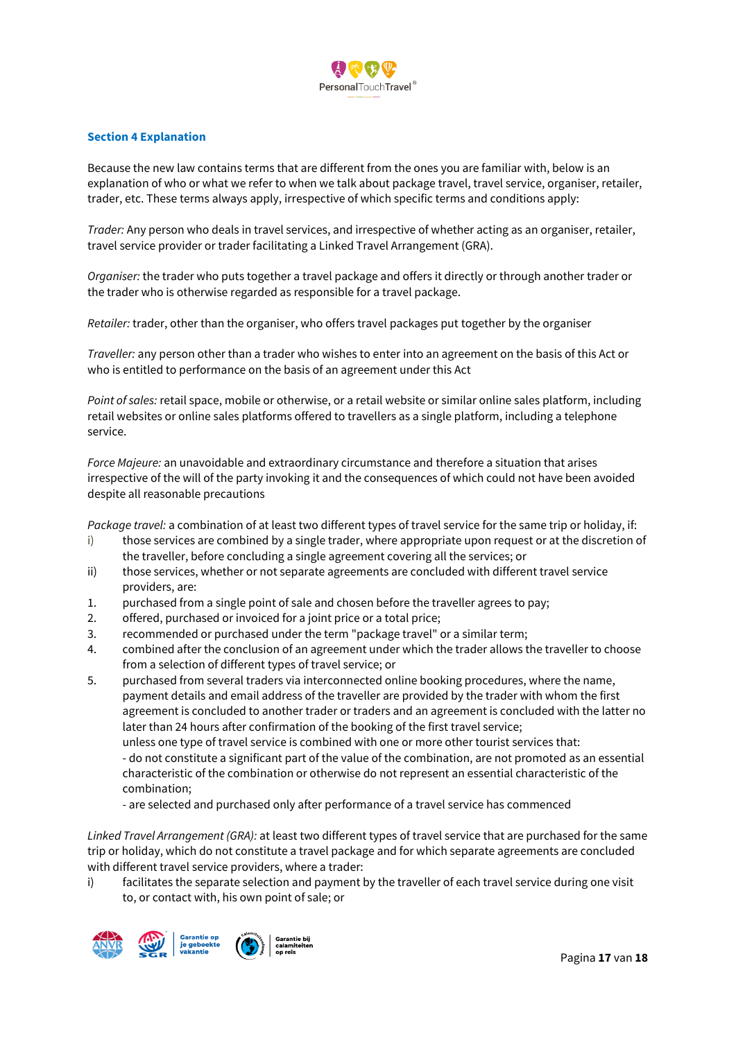### Section 4 Explanation

Because the new law contains terms that are different from the ones you are familiar with, below is an explanation of who or what we refer to when we talk about package travel, travel service, organiser, retailer, trader, etc. These terms always apply, irrespective of which specific terms and conditions apply:

*Trader:* Any person who deals in travel services, and irrespective of whether acting as an organiser, retailer, travel service provider or trader facilitating a Linked Travel Arrangement (GRA).

*Organiser:* the trader who puts together a travel package and offers it directly or through another trader or the trader who is otherwise regarded as responsible for a travel package.

*Retailer:* trader, other than the organiser, who offers travel packages put together by the organiser

*Traveller:* any person other than a trader who wishes to enter into an agreement on the basis of this Act or who is entitled to performance on the basis of an agreement under this Act

*Point of sales:* retail space, mobile or otherwise, or a retail website or similar online sales platform, including retail websites or online sales platforms offered to travellers as a single platform, including a telephone service.

*Force Majeure:* an unavoidable and extraordinary circumstance and therefore a situation that arises irrespective of the will of the party invoking it and the consequences of which could not have been avoided despite all reasonable precautions

*Package travel:* a combination of at least two different types of travel service for the same trip or holiday, if:

i) those services are combined by a single trader, where appropriate upon request or at the discretion of the traveller, before concluding a single agreement covering all the services; or
ii) those services, whether or not separate agreements are concluded with different travel service providers, are:

1. purchased from a single point of sale and chosen before the traveller agrees to pay;
2. offered, purchased or invoiced for a joint price or a total price;
3. recommended or purchased under the term "package travel" or a similar term;
4. combined after the conclusion of an agreement under which the trader allows the traveller to choose from a selection of different types of travel service; or
5. purchased from several traders via interconnected online booking procedures, where the name, payment details and email address of the traveller are provided by the trader with whom the first agreement is concluded to another trader or traders and an agreement is concluded with the latter no later than 24 hours after confirmation of the booking of the first travel service;
   unless one type of travel service is combined with one or more other tourist services that:
   - do not constitute a significant part of the value of the combination, are not promoted as an essential characteristic of the combination or otherwise do not represent an essential characteristic of the combination;
   - are selected and purchased only after performance of a travel service has commenced

*Linked Travel Arrangement (GRA):* at least two different types of travel service that are purchased for the same trip or holiday, which do not constitute a travel package and for which separate agreements are concluded with different travel service providers, where a trader:

i) facilitates the separate selection and payment by the traveller of each travel service during one visit to, or contact with, his own point of sale; or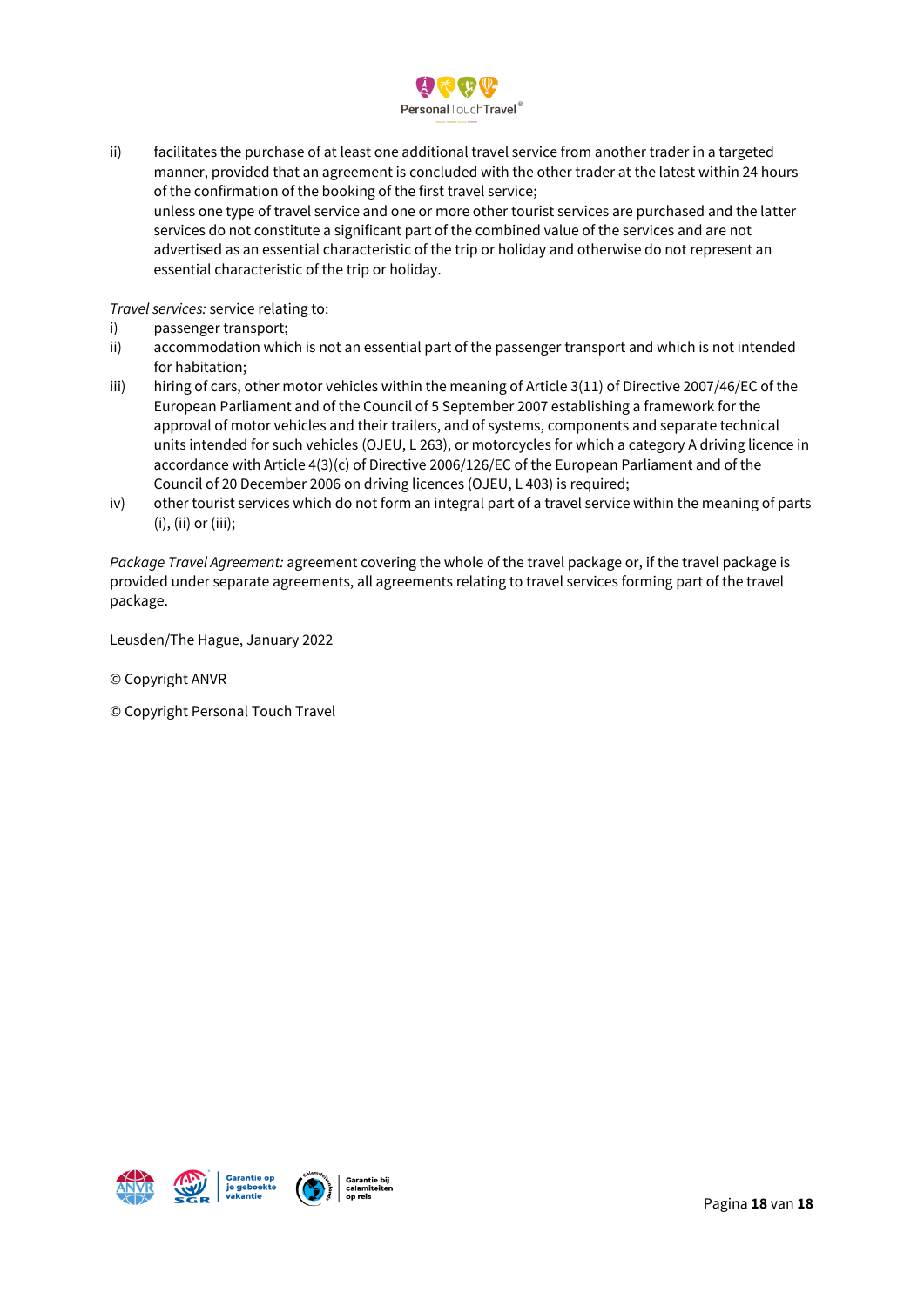ii) facilitates the purchase of at least one additional travel service from another trader in a targeted manner, provided that an agreement is concluded with the other trader at the latest within 24 hours of the confirmation of the booking of the first travel service;
unless one type of travel service and one or more other tourist services are purchased and the latter services do not constitute a significant part of the combined value of the services and are not advertised as an essential characteristic of the trip or holiday and otherwise do not represent an essential characteristic of the trip or holiday.

*Travel services:* service relating to:

i) passenger transport;
ii) accommodation which is not an essential part of the passenger transport and which is not intended for habitation;
iii) hiring of cars, other motor vehicles within the meaning of Article 3(11) of Directive 2007/46/EC of the European Parliament and of the Council of 5 September 2007 establishing a framework for the approval of motor vehicles and their trailers, and of systems, components and separate technical units intended for such vehicles (OJEU, L 263), or motorcycles for which a category A driving licence in accordance with Article 4(3)(c) of Directive 2006/126/EC of the European Parliament and of the Council of 20 December 2006 on driving licences (OJEU, L 403) is required;
iv) other tourist services which do not form an integral part of a travel service within the meaning of parts (i), (ii) or (iii);

*Package Travel Agreement:* agreement covering the whole of the travel package or, if the travel package is provided under separate agreements, all agreements relating to travel services forming part of the travel package.

Leusden/The Hague, January 2022

© Copyright ANVR

© Copyright Personal Touch Travel